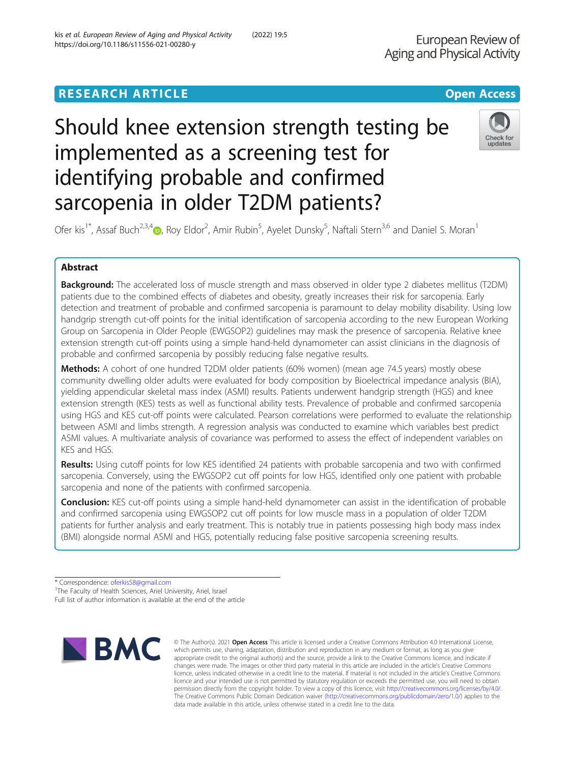RESEARCH ARTICLE

Open Access

# Should knee extension strength testing be implemented as a screening test for identifying probable and confirmed sarcopenia in older T2DM patients?

Ofer kis[1*], Assaf Buch[2,3,4], Roy Eldor[2], Amir Rubin[5], Ayelet Dunsky[5], Naftali Stern[3,6] and Daniel S. Moran[1]

## Abstract

**Background:** The accelerated loss of muscle strength and mass observed in older type 2 diabetes mellitus (T2DM) patients due to the combined effects of diabetes and obesity, greatly increases their risk for sarcopenia. Early detection and treatment of probable and confirmed sarcopenia is paramount to delay mobility disability. Using low handgrip strength cut-off points for the initial identification of sarcopenia according to the new European Working Group on Sarcopenia in Older People (EWGSOP2) guidelines may mask the presence of sarcopenia. Relative knee extension strength cut-off points using a simple hand-held dynamometer can assist clinicians in the diagnosis of probable and confirmed sarcopenia by possibly reducing false negative results.

**Methods:** A cohort of one hundred T2DM older patients (60% women) (mean age 74.5 years) mostly obese community dwelling older adults were evaluated for body composition by Bioelectrical impedance analysis (BIA), yielding appendicular skeletal mass index (ASMI) results. Patients underwent handgrip strength (HGS) and knee extension strength (KES) tests as well as functional ability tests. Prevalence of probable and confirmed sarcopenia using HGS and KES cut-off points were calculated. Pearson correlations were performed to evaluate the relationship between ASMI and limbs strength. A regression analysis was conducted to examine which variables best predict ASMI values. A multivariate analysis of covariance was performed to assess the effect of independent variables on KES and HGS.

**Results:** Using cutoff points for low KES identified 24 patients with probable sarcopenia and two with confirmed sarcopenia. Conversely, using the EWGSOP2 cut off points for low HGS, identified only one patient with probable sarcopenia and none of the patients with confirmed sarcopenia.

**Conclusion:** KES cut-off points using a simple hand-held dynamometer can assist in the identification of probable and confirmed sarcopenia using EWGSOP2 cut off points for low muscle mass in a population of older T2DM patients for further analysis and early treatment. This is notably true in patients possessing high body mass index (BMI) alongside normal ASMI and HGS, potentially reducing false positive sarcopenia screening results.

---

* Correspondence: oferkis58@gmail.com
[1]The Faculty of Health Sciences, Ariel University, Ariel, Israel
Full list of author information is available at the end of the article

© The Author(s). 2021 **Open Access** This article is licensed under a Creative Commons Attribution 4.0 International License, which permits use, sharing, adaptation, distribution and reproduction in any medium or format, as long as you give appropriate credit to the original author(s) and the source, provide a link to the Creative Commons licence, and indicate if changes were made. The images or other third party material in this article are included in the article's Creative Commons licence, unless indicated otherwise in a credit line to the material. If material is not included in the article's Creative Commons licence and your intended use is not permitted by statutory regulation or exceeds the permitted use, you will need to obtain permission directly from the copyright holder. To view a copy of this licence, visit http://creativecommons.org/licenses/by/4.0/. The Creative Commons Public Domain Dedication waiver (http://creativecommons.org/publicdomain/zero/1.0/) applies to the data made available in this article, unless otherwise stated in a credit line to the data.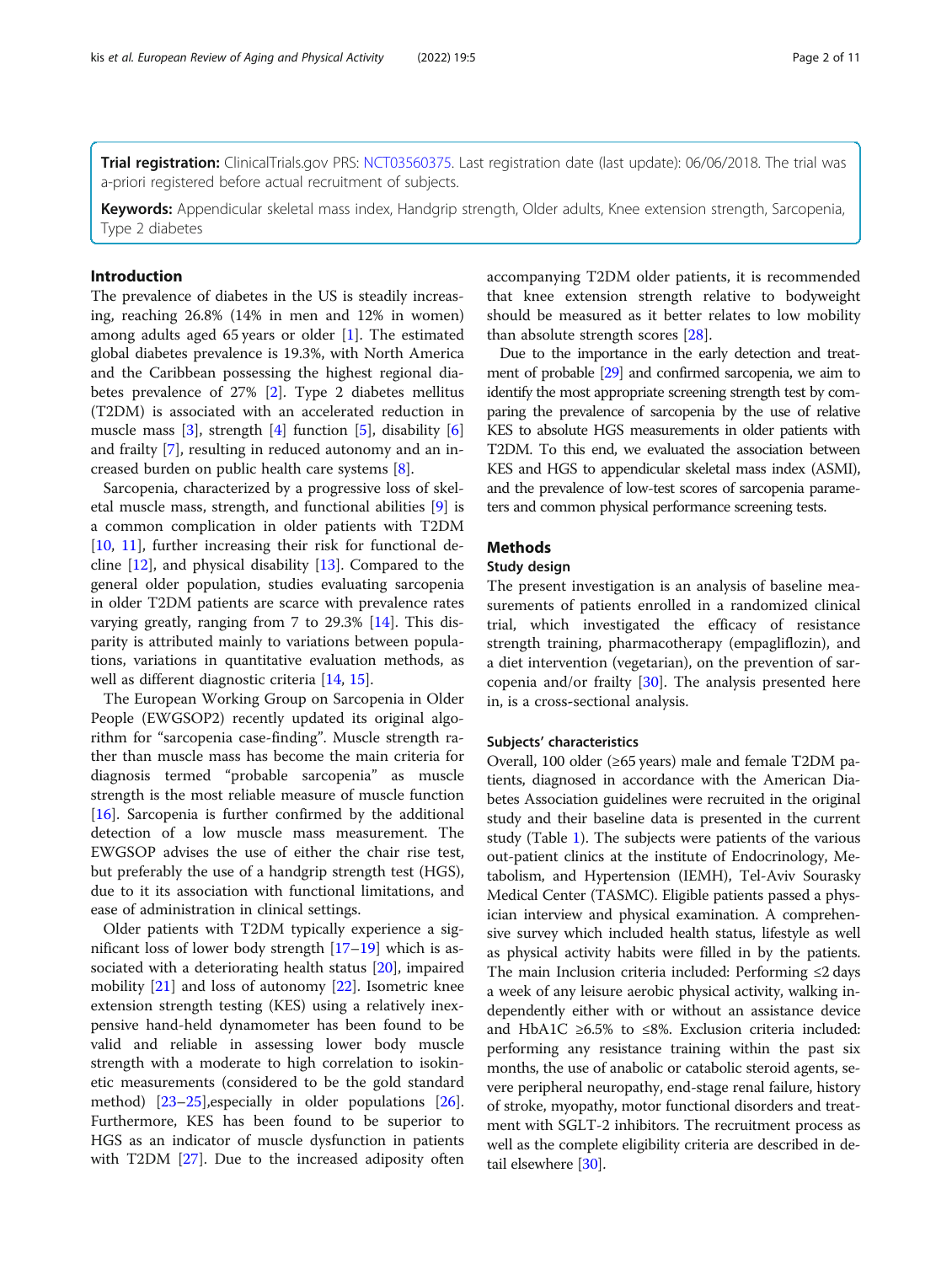**Trial registration:** ClinicalTrials.gov PRS: NCT03560375. Last registration date (last update): 06/06/2018. The trial was a-priori registered before actual recruitment of subjects.

**Keywords:** Appendicular skeletal mass index, Handgrip strength, Older adults, Knee extension strength, Sarcopenia, Type 2 diabetes

## Introduction

The prevalence of diabetes in the US is steadily increasing, reaching 26.8% (14% in men and 12% in women) among adults aged 65 years or older [1]. The estimated global diabetes prevalence is 19.3%, with North America and the Caribbean possessing the highest regional diabetes prevalence of 27% [2]. Type 2 diabetes mellitus (T2DM) is associated with an accelerated reduction in muscle mass [3], strength [4] function [5], disability [6] and frailty [7], resulting in reduced autonomy and an increased burden on public health care systems [8].

Sarcopenia, characterized by a progressive loss of skeletal muscle mass, strength, and functional abilities [9] is a common complication in older patients with T2DM [10, 11], further increasing their risk for functional decline [12], and physical disability [13]. Compared to the general older population, studies evaluating sarcopenia in older T2DM patients are scarce with prevalence rates varying greatly, ranging from 7 to 29.3% [14]. This disparity is attributed mainly to variations between populations, variations in quantitative evaluation methods, as well as different diagnostic criteria [14, 15].

The European Working Group on Sarcopenia in Older People (EWGSOP2) recently updated its original algorithm for "sarcopenia case-finding". Muscle strength rather than muscle mass has become the main criteria for diagnosis termed "probable sarcopenia" as muscle strength is the most reliable measure of muscle function [16]. Sarcopenia is further confirmed by the additional detection of a low muscle mass measurement. The EWGSOP advises the use of either the chair rise test, but preferably the use of a handgrip strength test (HGS), due to it its association with functional limitations, and ease of administration in clinical settings.

Older patients with T2DM typically experience a significant loss of lower body strength [17–19] which is associated with a deteriorating health status [20], impaired mobility [21] and loss of autonomy [22]. Isometric knee extension strength testing (KES) using a relatively inexpensive hand-held dynamometer has been found to be valid and reliable in assessing lower body muscle strength with a moderate to high correlation to isokinetic measurements (considered to be the gold standard method) [23–25],especially in older populations [26]. Furthermore, KES has been found to be superior to HGS as an indicator of muscle dysfunction in patients with T2DM [27]. Due to the increased adiposity often accompanying T2DM older patients, it is recommended that knee extension strength relative to bodyweight should be measured as it better relates to low mobility than absolute strength scores [28].

Due to the importance in the early detection and treatment of probable [29] and confirmed sarcopenia, we aim to identify the most appropriate screening strength test by comparing the prevalence of sarcopenia by the use of relative KES to absolute HGS measurements in older patients with T2DM. To this end, we evaluated the association between KES and HGS to appendicular skeletal mass index (ASMI), and the prevalence of low-test scores of sarcopenia parameters and common physical performance screening tests.

## Methods

### Study design

The present investigation is an analysis of baseline measurements of patients enrolled in a randomized clinical trial, which investigated the efficacy of resistance strength training, pharmacotherapy (empagliflozin), and a diet intervention (vegetarian), on the prevention of sarcopenia and/or frailty [30]. The analysis presented here in, is a cross-sectional analysis.

### Subjects' characteristics

Overall, 100 older (≥65 years) male and female T2DM patients, diagnosed in accordance with the American Diabetes Association guidelines were recruited in the original study and their baseline data is presented in the current study (Table 1). The subjects were patients of the various out-patient clinics at the institute of Endocrinology, Metabolism, and Hypertension (IEMH), Tel-Aviv Sourasky Medical Center (TASMC). Eligible patients passed a physician interview and physical examination. A comprehensive survey which included health status, lifestyle as well as physical activity habits were filled in by the patients. The main Inclusion criteria included: Performing ≤2 days a week of any leisure aerobic physical activity, walking independently either with or without an assistance device and HbA1C ≥6.5% to ≤8%. Exclusion criteria included: performing any resistance training within the past six months, the use of anabolic or catabolic steroid agents, severe peripheral neuropathy, end-stage renal failure, history of stroke, myopathy, motor functional disorders and treatment with SGLT-2 inhibitors. The recruitment process as well as the complete eligibility criteria are described in detail elsewhere [30].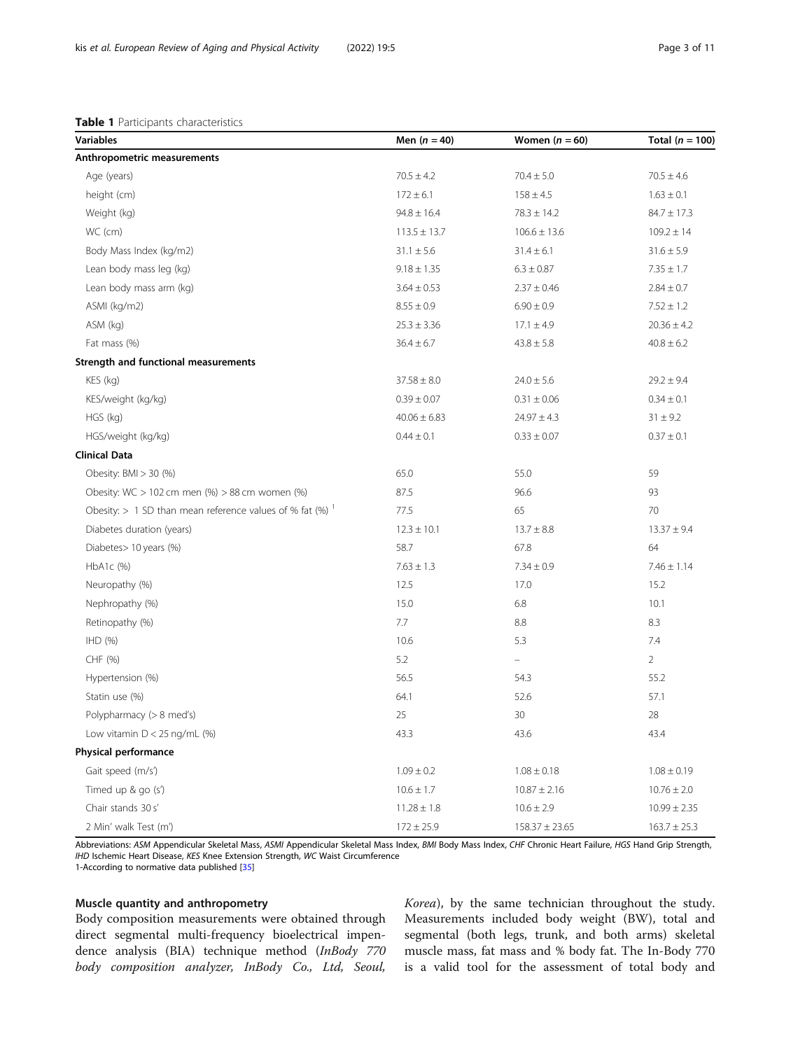**Table 1** Participants characteristics

| Variables | Men ($n = 40$) | Women ($n = 60$) | Total ($n = 100$) |
|---|---|---|---|
| **Anthropometric measurements** | | | |
| Age (years) | 70.5 ± 4.2 | 70.4 ± 5.0 | 70.5 ± 4.6 |
| height (cm) | 172 ± 6.1 | 158 ± 4.5 | 1.63 ± 0.1 |
| Weight (kg) | 94.8 ± 16.4 | 78.3 ± 14.2 | 84.7 ± 17.3 |
| WC (cm) | 113.5 ± 13.7 | 106.6 ± 13.6 | 109.2 ± 14 |
| Body Mass Index (kg/m2) | 31.1 ± 5.6 | 31.4 ± 6.1 | 31.6 ± 5.9 |
| Lean body mass leg (kg) | 9.18 ± 1.35 | 6.3 ± 0.87 | 7.35 ± 1.7 |
| Lean body mass arm (kg) | 3.64 ± 0.53 | 2.37 ± 0.46 | 2.84 ± 0.7 |
| ASMI (kg/m2) | 8.55 ± 0.9 | 6.90 ± 0.9 | 7.52 ± 1.2 |
| ASM (kg) | 25.3 ± 3.36 | 17.1 ± 4.9 | 20.36 ± 4.2 |
| Fat mass (%) | 36.4 ± 6.7 | 43.8 ± 5.8 | 40.8 ± 6.2 |
| **Strength and functional measurements** | | | |
| KES (kg) | 37.58 ± 8.0 | 24.0 ± 5.6 | 29.2 ± 9.4 |
| KES/weight (kg/kg) | 0.39 ± 0.07 | 0.31 ± 0.06 | 0.34 ± 0.1 |
| HGS (kg) | 40.06 ± 6.83 | 24.97 ± 4.3 | 31 ± 9.2 |
| HGS/weight (kg/kg) | 0.44 ± 0.1 | 0.33 ± 0.07 | 0.37 ± 0.1 |
| **Clinical Data** | | | |
| Obesity: BMI > 30 (%) | 65.0 | 55.0 | 59 |
| Obesity: WC > 102 cm men (%) > 88 cm women (%) | 87.5 | 96.6 | 93 |
| Obesity: > 1 SD than mean reference values of % fat (%) [1] | 77.5 | 65 | 70 |
| Diabetes duration (years) | 12.3 ± 10.1 | 13.7 ± 8.8 | 13.37 ± 9.4 |
| Diabetes> 10 years (%) | 58.7 | 67.8 | 64 |
| HbA1c (%) | 7.63 ± 1.3 | 7.34 ± 0.9 | 7.46 ± 1.14 |
| Neuropathy (%) | 12.5 | 17.0 | 15.2 |
| Nephropathy (%) | 15.0 | 6.8 | 10.1 |
| Retinopathy (%) | 7.7 | 8.8 | 8.3 |
| IHD (%) | 10.6 | 5.3 | 7.4 |
| CHF (%) | 5.2 | – | 2 |
| Hypertension (%) | 56.5 | 54.3 | 55.2 |
| Statin use (%) | 64.1 | 52.6 | 57.1 |
| Polypharmacy (> 8 med's) | 25 | 30 | 28 |
| Low vitamin D < 25 ng/mL (%) | 43.3 | 43.6 | 43.4 |
| **Physical performance** | | | |
| Gait speed (m/s') | 1.09 ± 0.2 | 1.08 ± 0.18 | 1.08 ± 0.19 |
| Timed up & go (s') | 10.6 ± 1.7 | 10.87 ± 2.16 | 10.76 ± 2.0 |
| Chair stands 30 s' | 11.28 ± 1.8 | 10.6 ± 2.9 | 10.99 ± 2.35 |
| 2 Min' walk Test (m') | 172 ± 25.9 | 158.37 ± 23.65 | 163.7 ± 25.3 |

Abbreviations: *ASM* Appendicular Skeletal Mass, *ASMI* Appendicular Skeletal Mass Index, *BMI* Body Mass Index, *CHF* Chronic Heart Failure, *HGS* Hand Grip Strength, *IHD* Ischemic Heart Disease, *KES* Knee Extension Strength, *WC* Waist Circumference

1-According to normative data published [35]

### Muscle quantity and anthropometry

Body composition measurements were obtained through direct segmental multi-frequency bioelectrical impendence analysis (BIA) technique method (*InBody 770 body composition analyzer, InBody Co., Ltd, Seoul, Korea*), by the same technician throughout the study. Measurements included body weight (BW), total and segmental (both legs, trunk, and both arms) skeletal muscle mass, fat mass and % body fat. The In-Body 770 is a valid tool for the assessment of total body and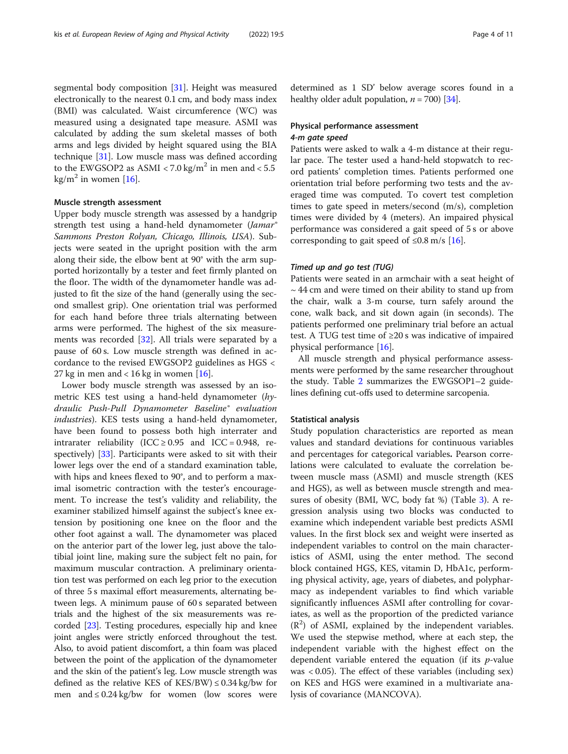segmental body composition [31]. Height was measured electronically to the nearest 0.1 cm, and body mass index (BMI) was calculated. Waist circumference (WC) was measured using a designated tape measure. ASMI was calculated by adding the sum skeletal masses of both arms and legs divided by height squared using the BIA technique [31]. Low muscle mass was defined according to the EWGSOP2 as ASMI < 7.0 kg/m$^2$ in men and < 5.5 kg/m$^2$ in women [16].

#### Muscle strength assessment

Upper body muscle strength was assessed by a handgrip strength test using a hand-held dynamometer (*Jamar® Sammons Preston Rolyan, Chicago, Illinois, USA*). Subjects were seated in the upright position with the arm along their side, the elbow bent at 90° with the arm supported horizontally by a tester and feet firmly planted on the floor. The width of the dynamometer handle was adjusted to fit the size of the hand (generally using the second smallest grip). One orientation trial was performed for each hand before three trials alternating between arms were performed. The highest of the six measurements was recorded [32]. All trials were separated by a pause of 60 s. Low muscle strength was defined in accordance to the revised EWGSOP2 guidelines as HGS < 27 kg in men and < 16 kg in women [16].

Lower body muscle strength was assessed by an isometric KES test using a hand-held dynamometer (*hydraulic Push-Pull Dynamometer Baseline® evaluation industries*). KES tests using a hand-held dynamometer, have been found to possess both high interrater and intrarater reliability (ICC ≥ 0.95 and ICC = 0.948, respectively) [33]. Participants were asked to sit with their lower legs over the end of a standard examination table, with hips and knees flexed to 90°, and to perform a maximal isometric contraction with the tester's encouragement. To increase the test's validity and reliability, the examiner stabilized himself against the subject's knee extension by positioning one knee on the floor and the other foot against a wall. The dynamometer was placed on the anterior part of the lower leg, just above the talo-tibial joint line, making sure the subject felt no pain, for maximum muscular contraction. A preliminary orientation test was performed on each leg prior to the execution of three 5 s maximal effort measurements, alternating between legs. A minimum pause of 60 s separated between trials and the highest of the six measurements was recorded [23]. Testing procedures, especially hip and knee joint angles were strictly enforced throughout the test. Also, to avoid patient discomfort, a thin foam was placed between the point of the application of the dynamometer and the skin of the patient's leg. Low muscle strength was defined as the relative KES of KES/BW) ≤ 0.34 kg/bw for men and ≤ 0.24 kg/bw for women (low scores were determined as 1 SD' below average scores found in a healthy older adult population, $n = 700$) [34].

#### Physical performance assessment

##### *4-m gate speed*

Patients were asked to walk a 4-m distance at their regular pace. The tester used a hand-held stopwatch to record patients' completion times. Patients performed one orientation trial before performing two tests and the averaged time was computed. To covert test completion times to gate speed in meters/second (m/s), completion times were divided by 4 (meters). An impaired physical performance was considered a gait speed of 5 s or above corresponding to gait speed of ≤0.8 m/s [16].

##### *Timed up and go test (TUG)*

Patients were seated in an armchair with a seat height of ~ 44 cm and were timed on their ability to stand up from the chair, walk a 3-m course, turn safely around the cone, walk back, and sit down again (in seconds). The patients performed one preliminary trial before an actual test. A TUG test time of ≥20 s was indicative of impaired physical performance [16].

All muscle strength and physical performance assessments were performed by the same researcher throughout the study. Table 2 summarizes the EWGSOP1–2 guidelines defining cut-offs used to determine sarcopenia.

#### Statistical analysis

Study population characteristics are reported as mean values and standard deviations for continuous variables and percentages for categorical variables**.** Pearson correlations were calculated to evaluate the correlation between muscle mass (ASMI) and muscle strength (KES and HGS), as well as between muscle strength and measures of obesity (BMI, WC, body fat %) (Table 3). A regression analysis using two blocks was conducted to examine which independent variable best predicts ASMI values. In the first block sex and weight were inserted as independent variables to control on the main characteristics of ASMI, using the enter method. The second block contained HGS, KES, vitamin D, HbA1c, performing physical activity, age, years of diabetes, and polypharmacy as independent variables to find which variable significantly influences ASMI after controlling for covariates, as well as the proportion of the predicted variance ($R^2$) of ASMI, explained by the independent variables. We used the stepwise method, where at each step, the independent variable with the highest effect on the dependent variable entered the equation (if its $p$-value was < 0.05). The effect of these variables (including sex) on KES and HGS were examined in a multivariate analysis of covariance (MANCOVA).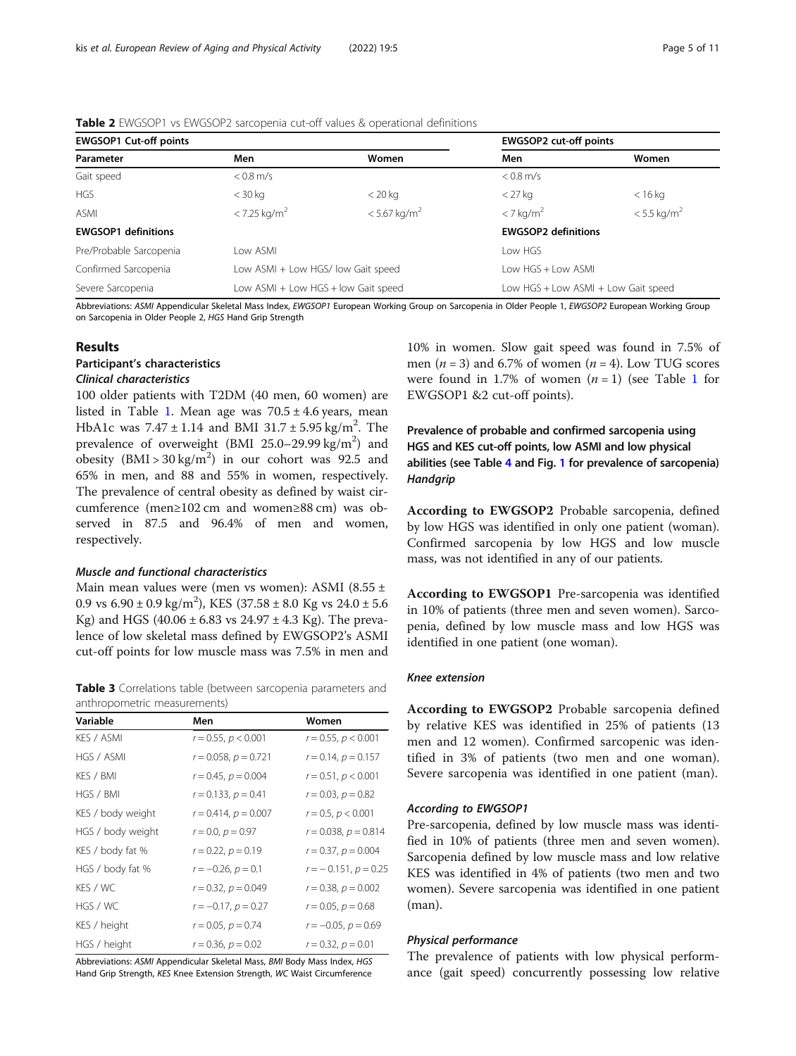**Table 2** EWGSOP1 vs EWGSOP2 sarcopenia cut-off values & operational definitions

| EWGSOP1 Cut-off points | | | EWGSOP2 cut-off points | |
|---|---|---|---|---|
| **Parameter** | **Men** | **Women** | **Men** | **Women** |
| Gait speed | < 0.8 m/s | | < 0.8 m/s | |
| HGS | < 30 kg | < 20 kg | < 27 kg | < 16 kg |
| ASMI | < 7.25 kg/m$^2$ | < 5.67 kg/m$^2$ | < 7 kg/m$^2$ | < 5.5 kg/m$^2$ |
| **EWGSOP1 definitions** | | | **EWGSOP2 definitions** | |
| Pre/Probable Sarcopenia | Low ASMI | | Low HGS | |
| Confirmed Sarcopenia | Low ASMI + Low HGS/ low Gait speed | | Low HGS + Low ASMI | |
| Severe Sarcopenia | Low ASMI + Low HGS + low Gait speed | | Low HGS + Low ASMI + Low Gait speed | |

Abbreviations: *ASMI* Appendicular Skeletal Mass Index, *EWGSOP1* European Working Group on Sarcopenia in Older People 1, *EWGSOP2* European Working Group on Sarcopenia in Older People 2, *HGS* Hand Grip Strength

## Results

### Participant's characteristics

#### *Clinical characteristics*

100 older patients with T2DM (40 men, 60 women) are listed in Table 1. Mean age was 70.5 ± 4.6 years, mean HbA1c was 7.47 ± 1.14 and BMI 31.7 ± 5.95 kg/m$^2$. The prevalence of overweight (BMI 25.0–29.99 kg/m$^2$) and obesity (BMI > 30 kg/m$^2$) in our cohort was 92.5 and 65% in men, and 88 and 55% in women, respectively. The prevalence of central obesity as defined by waist circumference (men≥102 cm and women≥88 cm) was observed in 87.5 and 96.4% of men and women, respectively.

#### *Muscle and functional characteristics*

Main mean values were (men vs women): ASMI (8.55 ± 0.9 vs 6.90 ± 0.9 kg/m$^2$), KES (37.58 ± 8.0 Kg vs 24.0 ± 5.6 Kg) and HGS (40.06 ± 6.83 vs 24.97 ± 4.3 Kg). The prevalence of low skeletal mass defined by EWGSOP2's ASMI cut-off points for low muscle mass was 7.5% in men and 10% in women. Slow gait speed was found in 7.5% of men ($n = 3$) and 6.7% of women ($n = 4$). Low TUG scores were found in 1.7% of women ($n = 1$) (see Table 1 for EWGSOP1 &2 cut-off points).

**Table 3** Correlations table (between sarcopenia parameters and anthropometric measurements)

| Variable | Men | Women |
|---|---|---|
| KES / ASMI | $r = 0.55$, $p < 0.001$ | $r = 0.55$, $p < 0.001$ |
| HGS / ASMI | $r = 0.058$, $p = 0.721$ | $r = 0.14$, $p = 0.157$ |
| KES / BMI | $r = 0.45$, $p = 0.004$ | $r = 0.51$, $p < 0.001$ |
| HGS / BMI | $r = 0.133$, $p = 0.41$ | $r = 0.03$, $p = 0.82$ |
| KES / body weight | $r = 0.414$, $p = 0.007$ | $r = 0.5$, $p < 0.001$ |
| HGS / body weight | $r = 0.0$, $p = 0.97$ | $r = 0.038$, $p = 0.814$ |
| KES / body fat % | $r = 0.22$, $p = 0.19$ | $r = 0.37$, $p = 0.004$ |
| HGS / body fat % | $r = -0.26$, $p = 0.1$ | $r = -0.151$, $p = 0.25$ |
| KES / WC | $r = 0.32$, $p = 0.049$ | $r = 0.38$, $p = 0.002$ |
| HGS / WC | $r = -0.17$, $p = 0.27$ | $r = 0.05$, $p = 0.68$ |
| KES / height | $r = 0.05$, $p = 0.74$ | $r = -0.05$, $p = 0.69$ |
| HGS / height | $r = 0.36$, $p = 0.02$ | $r = 0.32$, $p = 0.01$ |

Abbreviations: *ASMI* Appendicular Skeletal Mass, *BMI* Body Mass Index, *HGS* Hand Grip Strength, *KES* Knee Extension Strength, *WC* Waist Circumference

### Prevalence of probable and confirmed sarcopenia using HGS and KES cut-off points, low ASMI and low physical abilities (see Table 4 and Fig. 1 for prevalence of sarcopenia)

#### *Handgrip*

**According to EWGSOP2** Probable sarcopenia, defined by low HGS was identified in only one patient (woman). Confirmed sarcopenia by low HGS and low muscle mass, was not identified in any of our patients.

**According to EWGSOP1** Pre-sarcopenia was identified in 10% of patients (three men and seven women). Sarcopenia, defined by low muscle mass and low HGS was identified in one patient (one woman).

#### *Knee extension*

**According to EWGSOP2** Probable sarcopenia defined by relative KES was identified in 25% of patients (13 men and 12 women). Confirmed sarcopenic was identified in 3% of patients (two men and one woman). Severe sarcopenia was identified in one patient (man).

#### *According to EWGSOP1*

Pre-sarcopenia, defined by low muscle mass was identified in 10% of patients (three men and seven women). Sarcopenia defined by low muscle mass and low relative KES was identified in 4% of patients (two men and two women). Severe sarcopenia was identified in one patient (man).

#### *Physical performance*

The prevalence of patients with low physical performance (gait speed) concurrently possessing low relative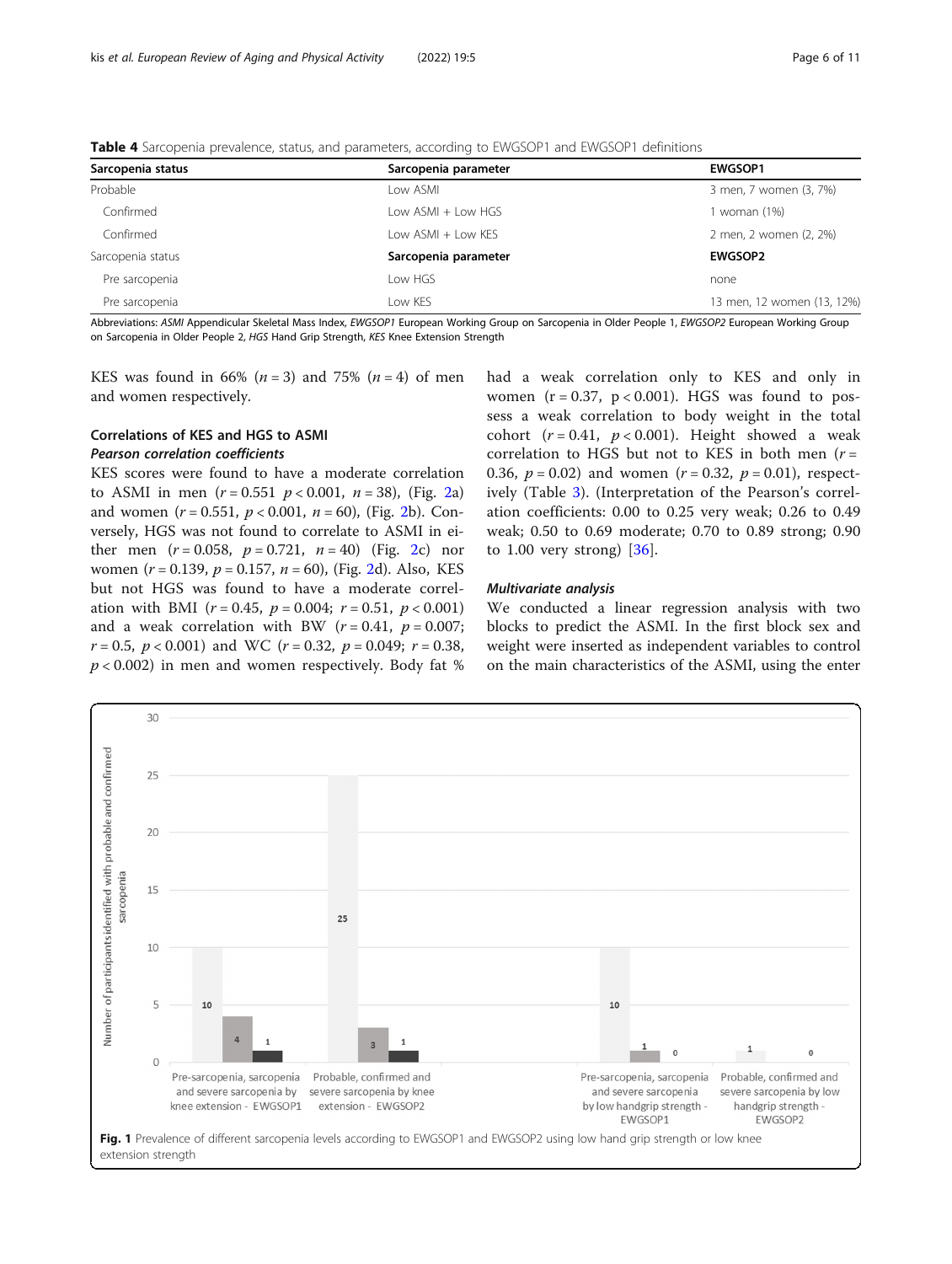**Table 4** Sarcopenia prevalence, status, and parameters, according to EWGSOP1 and EWGSOP1 definitions

| Sarcopenia status | Sarcopenia parameter | EWGSOP1 |
|---|---|---|
| Probable | Low ASMI | 3 men, 7 women (3, 7%) |
| Confirmed | Low ASMI + Low HGS | 1 woman (1%) |
| Confirmed | Low ASMI + Low KES | 2 men, 2 women (2, 2%) |
| Sarcopenia status | **Sarcopenia parameter** | **EWGSOP2** |
| Pre sarcopenia | Low HGS | none |
| Pre sarcopenia | Low KES | 13 men, 12 women (13, 12%) |

Abbreviations: *ASMI* Appendicular Skeletal Mass Index, *EWGSOP1* European Working Group on Sarcopenia in Older People 1, *EWGSOP2* European Working Group on Sarcopenia in Older People 2, *HGS* Hand Grip Strength, *KES* Knee Extension Strength

KES was found in 66% ($n = 3$) and 75% ($n = 4$) of men and women respectively.

### Correlations of KES and HGS to ASMI

#### *Pearson correlation coefficients*

KES scores were found to have a moderate correlation to ASMI in men ($r = 0.551$ $p < 0.001$, $n = 38$), (Fig. 2a) and women ($r = 0.551$, $p < 0.001$, $n = 60$), (Fig. 2b). Conversely, HGS was not found to correlate to ASMI in either men ($r = 0.058$, $p = 0.721$, $n = 40$) (Fig. 2c) nor women ($r = 0.139$, $p = 0.157$, $n = 60$), (Fig. 2d). Also, KES but not HGS was found to have a moderate correlation with BMI ($r = 0.45$, $p = 0.004$; $r = 0.51$, $p < 0.001$) and a weak correlation with BW ($r = 0.41$, $p = 0.007$; $r = 0.5$, $p < 0.001$) and WC ($r = 0.32$, $p = 0.049$; $r = 0.38$, $p < 0.002$) in men and women respectively. Body fat % had a weak correlation only to KES and only in women ($r = 0.37$, $p < 0.001$). HGS was found to possess a weak correlation to body weight in the total cohort ($r = 0.41$, $p < 0.001$). Height showed a weak correlation to HGS but not to KES in both men ($r = 0.36$, $p = 0.02$) and women ($r = 0.32$, $p = 0.01$), respectively (Table 3). (Interpretation of the Pearson's correlation coefficients: 0.00 to 0.25 very weak; 0.26 to 0.49 weak; 0.50 to 0.69 moderate; 0.70 to 0.89 strong; 0.90 to 1.00 very strong) [36].

#### *Multivariate analysis*

We conducted a linear regression analysis with two blocks to predict the ASMI. In the first block sex and weight were inserted as independent variables to control on the main characteristics of the ASMI, using the enter

**Fig. 1** Prevalence of different sarcopenia levels according to EWGSOP1 and EWGSOP2 using low hand grip strength or low knee extension strength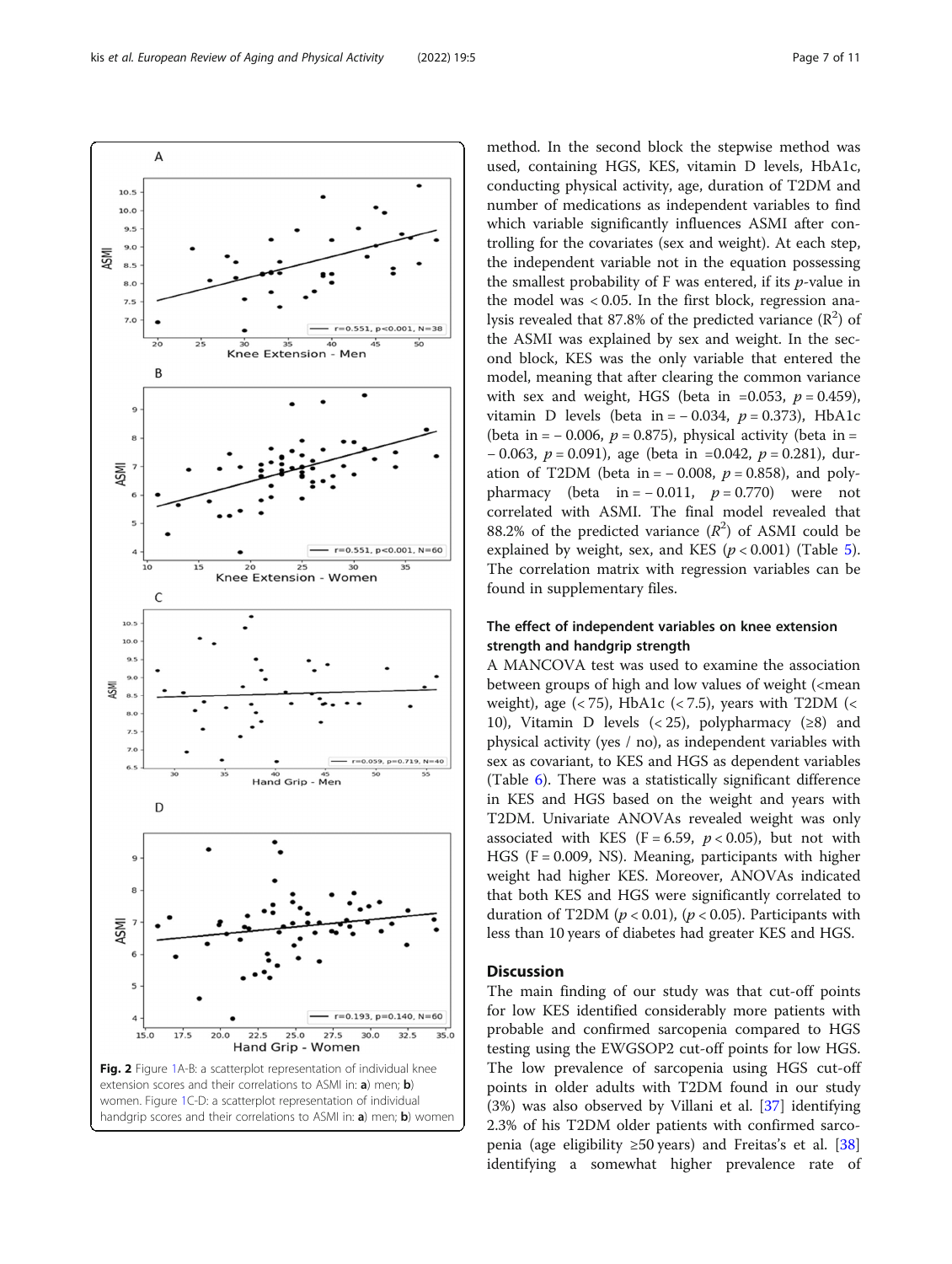Fig. 2 Figure 1A-B: a scatterplot representation of individual knee extension scores and their correlations to ASMI in: **a**) men; **b**) women. Figure 1C-D: a scatterplot representation of individual handgrip scores and their correlations to ASMI in: **a**) men; **b**) women

method. In the second block the stepwise method was used, containing HGS, KES, vitamin D levels, HbA1c, conducting physical activity, age, duration of T2DM and number of medications as independent variables to find which variable significantly influences ASMI after controlling for the covariates (sex and weight). At each step, the independent variable not in the equation possessing the smallest probability of F was entered, if its *p*-value in the model was < 0.05. In the first block, regression analysis revealed that 87.8% of the predicted variance ($R^2$) of the ASMI was explained by sex and weight. In the second block, KES was the only variable that entered the model, meaning that after clearing the common variance with sex and weight, HGS (beta in =0.053, $p = 0.459$), vitamin D levels (beta in = − 0.034, $p = 0.373$), HbA1c (beta in = − 0.006, $p = 0.875$), physical activity (beta in = − 0.063, $p = 0.091$), age (beta in =0.042, $p = 0.281$), duration of T2DM (beta in = − 0.008, $p = 0.858$), and polypharmacy (beta in = − 0.011, $p = 0.770$) were not correlated with ASMI. The final model revealed that 88.2% of the predicted variance ($R^2$) of ASMI could be explained by weight, sex, and KES ($p < 0.001$) (Table 5). The correlation matrix with regression variables can be found in supplementary files.

### The effect of independent variables on knee extension strength and handgrip strength

A MANCOVA test was used to examine the association between groups of high and low values of weight (<mean weight), age (< 75), HbA1c (< 7.5), years with T2DM (< 10), Vitamin D levels (< 25), polypharmacy (≥8) and physical activity (yes / no), as independent variables with sex as covariant, to KES and HGS as dependent variables (Table 6). There was a statistically significant difference in KES and HGS based on the weight and years with T2DM. Univariate ANOVAs revealed weight was only associated with KES ($F = 6.59$, $p < 0.05$), but not with HGS ($F = 0.009$, NS). Meaning, participants with higher weight had higher KES. Moreover, ANOVAs indicated that both KES and HGS were significantly correlated to duration of T2DM ($p < 0.01$), ($p < 0.05$). Participants with less than 10 years of diabetes had greater KES and HGS.

## Discussion

The main finding of our study was that cut-off points for low KES identified considerably more patients with probable and confirmed sarcopenia compared to HGS testing using the EWGSOP2 cut-off points for low HGS. The low prevalence of sarcopenia using HGS cut-off points in older adults with T2DM found in our study (3%) was also observed by Villani et al. [37] identifying 2.3% of his T2DM older patients with confirmed sarcopenia (age eligibility ≥50 years) and Freitas's et al. [38] identifying a somewhat higher prevalence rate of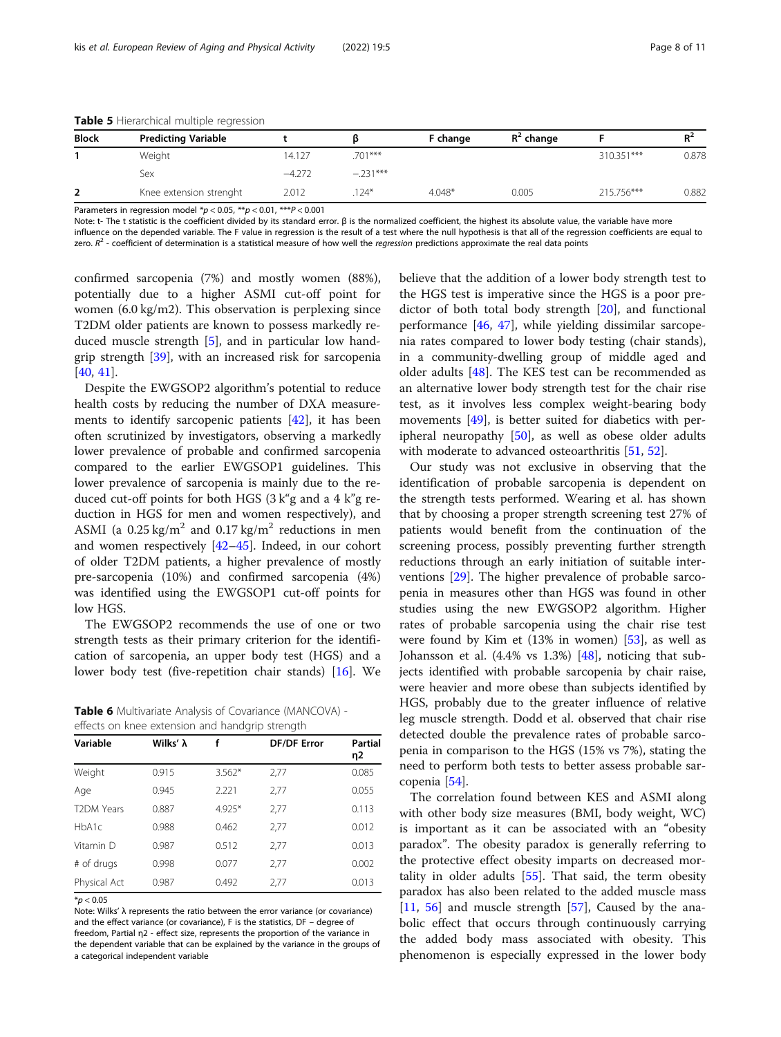**Table 5** Hierarchical multiple regression

| Block | Predicting Variable | t | β | F change | $R^2$ change | F | $R^2$ |
|---|---|---|---|---|---|---|---|
| 1 | Weight | 14.127 | .701*** | | | 310.351*** | 0.878 |
| | Sex | −4.272 | −.231*** | | | | |
| 2 | Knee extension strenght | 2.012 | .124* | 4.048* | 0.005 | 215.756*** | 0.882 |

Parameters in regression model *$p < 0.05$, **$p < 0.01$, ***$P < 0.001$

Note: t- The t statistic is the coefficient divided by its standard error. β is the normalized coefficient, the highest its absolute value, the variable have more influence on the depended variable. The F value in regression is the result of a test where the null hypothesis is that all of the regression coefficients are equal to zero. $R^2$ - coefficient of determination is a statistical measure of how well the *regression* predictions approximate the real data points

confirmed sarcopenia (7%) and mostly women (88%), potentially due to a higher ASMI cut-off point for women (6.0 kg/m2). This observation is perplexing since T2DM older patients are known to possess markedly reduced muscle strength [5], and in particular low handgrip strength [39], with an increased risk for sarcopenia [40, 41].

Despite the EWGSOP2 algorithm's potential to reduce health costs by reducing the number of DXA measurements to identify sarcopenic patients [42], it has been often scrutinized by investigators, observing a markedly lower prevalence of probable and confirmed sarcopenia compared to the earlier EWGSOP1 guidelines. This lower prevalence of sarcopenia is mainly due to the reduced cut-off points for both HGS (3 k"g and a 4 k"g reduction in HGS for men and women respectively), and ASMI (a 0.25 kg/$m^2$ and 0.17 kg/$m^2$ reductions in men and women respectively [42–45]. Indeed, in our cohort of older T2DM patients, a higher prevalence of mostly pre-sarcopenia (10%) and confirmed sarcopenia (4%) was identified using the EWGSOP1 cut-off points for low HGS.

The EWGSOP2 recommends the use of one or two strength tests as their primary criterion for the identification of sarcopenia, an upper body test (HGS) and a lower body test (five-repetition chair stands) [16]. We believe that the addition of a lower body strength test to the HGS test is imperative since the HGS is a poor predictor of both total body strength [20], and functional performance [46, 47], while yielding dissimilar sarcopenia rates compared to lower body testing (chair stands), in a community-dwelling group of middle aged and older adults [48]. The KES test can be recommended as an alternative lower body strength test for the chair rise test, as it involves less complex weight-bearing body movements [49], is better suited for diabetics with peripheral neuropathy [50], as well as obese older adults with moderate to advanced osteoarthritis [51, 52].

**Table 6** Multivariate Analysis of Covariance (MANCOVA) - effects on knee extension and handgrip strength

| Variable | Wilks' λ | f | DF/DF Error | Partial η2 |
|---|---|---|---|---|
| Weight | 0.915 | 3.562* | 2,77 | 0.085 |
| Age | 0.945 | 2.221 | 2,77 | 0.055 |
| T2DM Years | 0.887 | 4.925* | 2,77 | 0.113 |
| HbA1c | 0.988 | 0.462 | 2,77 | 0.012 |
| Vitamin D | 0.987 | 0.512 | 2,77 | 0.013 |
| # of drugs | 0.998 | 0.077 | 2,77 | 0.002 |
| Physical Act | 0.987 | 0.492 | 2,77 | 0.013 |

*$p < 0.05$

Note: Wilks' λ represents the ratio between the error variance (or covariance) and the effect variance (or covariance), F is the statistics, DF – degree of freedom, Partial η2 - effect size, represents the proportion of the variance in the dependent variable that can be explained by the variance in the groups of a categorical independent variable

Our study was not exclusive in observing that the identification of probable sarcopenia is dependent on the strength tests performed. Wearing et al. has shown that by choosing a proper strength screening test 27% of patients would benefit from the continuation of the screening process, possibly preventing further strength reductions through an early initiation of suitable interventions [29]. The higher prevalence of probable sarcopenia in measures other than HGS was found in other studies using the new EWGSOP2 algorithm. Higher rates of probable sarcopenia using the chair rise test were found by Kim et (13% in women) [53], as well as Johansson et al. (4.4% vs 1.3%) [48], noticing that subjects identified with probable sarcopenia by chair raise, were heavier and more obese than subjects identified by HGS, probably due to the greater influence of relative leg muscle strength. Dodd et al. observed that chair rise detected double the prevalence rates of probable sarcopenia in comparison to the HGS (15% vs 7%), stating the need to perform both tests to better assess probable sarcopenia [54].

The correlation found between KES and ASMI along with other body size measures (BMI, body weight, WC) is important as it can be associated with an "obesity paradox". The obesity paradox is generally referring to the protective effect obesity imparts on decreased mortality in older adults [55]. That said, the term obesity paradox has also been related to the added muscle mass [11, 56] and muscle strength [57], Caused by the anabolic effect that occurs through continuously carrying the added body mass associated with obesity. This phenomenon is especially expressed in the lower body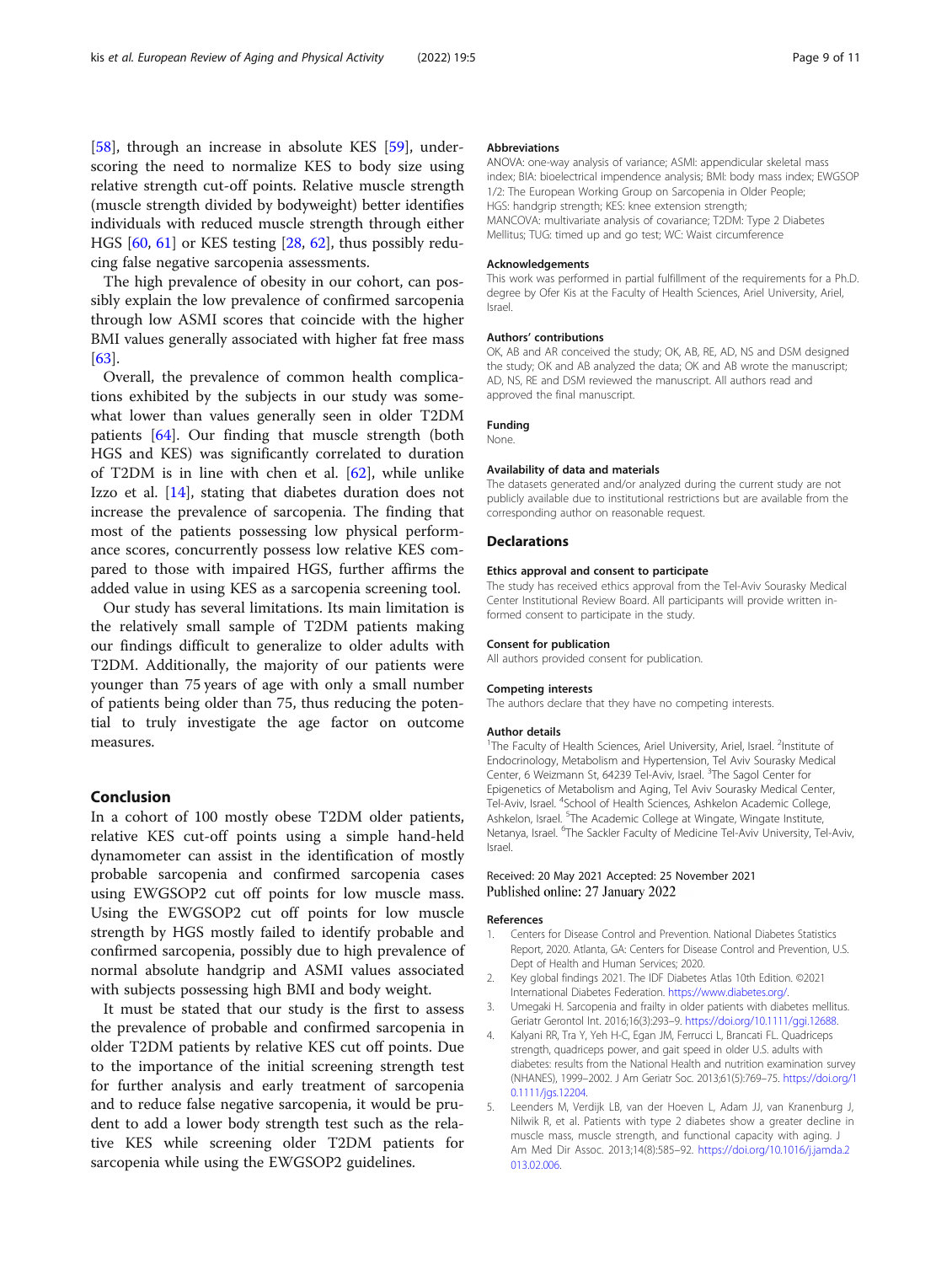[58], through an increase in absolute KES [59], underscoring the need to normalize KES to body size using relative strength cut-off points. Relative muscle strength (muscle strength divided by bodyweight) better identifies individuals with reduced muscle strength through either HGS [60, 61] or KES testing [28, 62], thus possibly reducing false negative sarcopenia assessments.

The high prevalence of obesity in our cohort, can possibly explain the low prevalence of confirmed sarcopenia through low ASMI scores that coincide with the higher BMI values generally associated with higher fat free mass [63].

Overall, the prevalence of common health complications exhibited by the subjects in our study was somewhat lower than values generally seen in older T2DM patients [64]. Our finding that muscle strength (both HGS and KES) was significantly correlated to duration of T2DM is in line with chen et al. [62], while unlike Izzo et al. [14], stating that diabetes duration does not increase the prevalence of sarcopenia. The finding that most of the patients possessing low physical performance scores, concurrently possess low relative KES compared to those with impaired HGS, further affirms the added value in using KES as a sarcopenia screening tool.

Our study has several limitations. Its main limitation is the relatively small sample of T2DM patients making our findings difficult to generalize to older adults with T2DM. Additionally, the majority of our patients were younger than 75 years of age with only a small number of patients being older than 75, thus reducing the potential to truly investigate the age factor on outcome measures.

## Conclusion

In a cohort of 100 mostly obese T2DM older patients, relative KES cut-off points using a simple hand-held dynamometer can assist in the identification of mostly probable sarcopenia and confirmed sarcopenia cases using EWGSOP2 cut off points for low muscle mass. Using the EWGSOP2 cut off points for low muscle strength by HGS mostly failed to identify probable and confirmed sarcopenia, possibly due to high prevalence of normal absolute handgrip and ASMI values associated with subjects possessing high BMI and body weight.

It must be stated that our study is the first to assess the prevalence of probable and confirmed sarcopenia in older T2DM patients by relative KES cut off points. Due to the importance of the initial screening strength test for further analysis and early treatment of sarcopenia and to reduce false negative sarcopenia, it would be prudent to add a lower body strength test such as the relative KES while screening older T2DM patients for sarcopenia while using the EWGSOP2 guidelines.

#### Abbreviations

ANOVA: one-way analysis of variance; ASMI: appendicular skeletal mass index; BIA: bioelectrical impendence analysis; BMI: body mass index; EWGSOP 1/2: The European Working Group on Sarcopenia in Older People; HGS: handgrip strength; KES: knee extension strength; MANCOVA: multivariate analysis of covariance; T2DM: Type 2 Diabetes Mellitus; TUG: timed up and go test; WC: Waist circumference

#### Acknowledgements

This work was performed in partial fulfillment of the requirements for a Ph.D. degree by Ofer Kis at the Faculty of Health Sciences, Ariel University, Ariel, Israel.

#### Authors' contributions

OK, AB and AR conceived the study; OK, AB, RE, AD, NS and DSM designed the study; OK and AB analyzed the data; OK and AB wrote the manuscript; AD, NS, RE and DSM reviewed the manuscript. All authors read and approved the final manuscript.

#### Funding

None.

#### Availability of data and materials

The datasets generated and/or analyzed during the current study are not publicly available due to institutional restrictions but are available from the corresponding author on reasonable request.

### Declarations

#### Ethics approval and consent to participate

The study has received ethics approval from the Tel-Aviv Sourasky Medical Center Institutional Review Board. All participants will provide written informed consent to participate in the study.

#### Consent for publication

All authors provided consent for publication.

#### Competing interests

The authors declare that they have no competing interests.

#### Author details

[1]The Faculty of Health Sciences, Ariel University, Ariel, Israel. [2]Institute of Endocrinology, Metabolism and Hypertension, Tel Aviv Sourasky Medical Center, 6 Weizmann St, 64239 Tel-Aviv, Israel. [3]The Sagol Center for Epigenetics of Metabolism and Aging, Tel Aviv Sourasky Medical Center, Tel-Aviv, Israel. [4]School of Health Sciences, Ashkelon Academic College, Ashkelon, Israel. [5]The Academic College at Wingate, Wingate Institute, Netanya, Israel. [6]The Sackler Faculty of Medicine Tel-Aviv University, Tel-Aviv, Israel.

Received: 20 May 2021 Accepted: 25 November 2021
Published online: 27 January 2022

#### References

1. Centers for Disease Control and Prevention. National Diabetes Statistics Report, 2020. Atlanta, GA: Centers for Disease Control and Prevention, U.S. Dept of Health and Human Services; 2020.
2. Key global findings 2021. The IDF Diabetes Atlas 10th Edition. ©2021 International Diabetes Federation. https://www.diabetes.org/.
3. Umegaki H. Sarcopenia and frailty in older patients with diabetes mellitus. Geriatr Gerontol Int. 2016;16(3):293–9. https://doi.org/10.1111/ggi.12688.
4. Kalyani RR, Tra Y, Yeh H-C, Egan JM, Ferrucci L, Brancati FL. Quadriceps strength, quadriceps power, and gait speed in older U.S. adults with diabetes: results from the National Health and nutrition examination survey (NHANES), 1999–2002. J Am Geriatr Soc. 2013;61(5):769–75. https://doi.org/10.1111/jgs.12204.
5. Leenders M, Verdijk LB, van der Hoeven L, Adam JJ, van Kranenburg J, Nilwik R, et al. Patients with type 2 diabetes show a greater decline in muscle mass, muscle strength, and functional capacity with aging. J Am Med Dir Assoc. 2013;14(8):585–92. https://doi.org/10.1016/j.jamda.2013.02.006.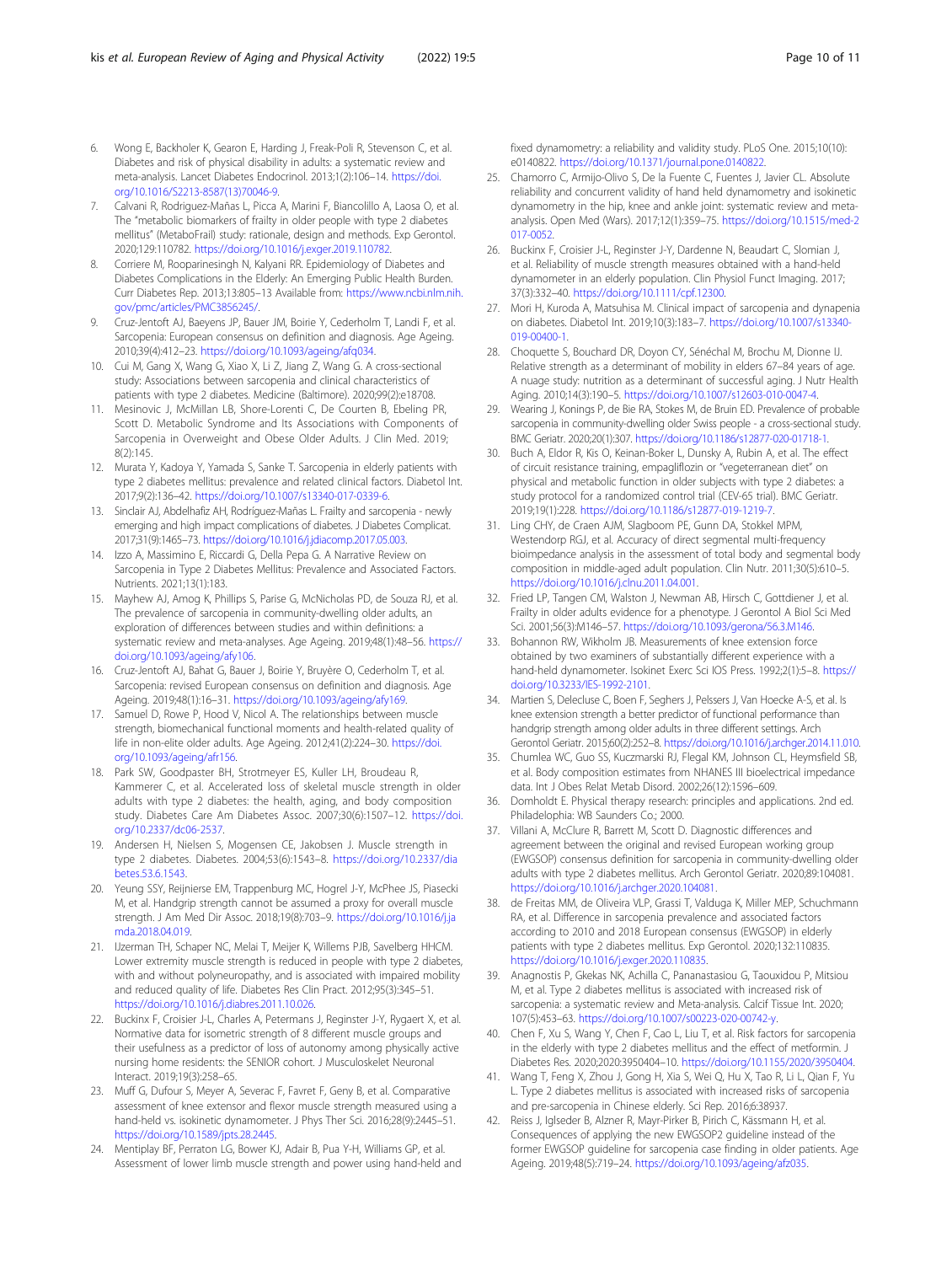6. Wong E, Backholer K, Gearon E, Harding J, Freak-Poli R, Stevenson C, et al. Diabetes and risk of physical disability in adults: a systematic review and meta-analysis. Lancet Diabetes Endocrinol. 2013;1(2):106–14. https://doi.org/10.1016/S2213-8587(13)70046-9.
7. Calvani R, Rodriguez-Mañas L, Picca A, Marini F, Biancolillo A, Laosa O, et al. The "metabolic biomarkers of frailty in older people with type 2 diabetes mellitus" (MetaboFrail) study: rationale, design and methods. Exp Gerontol. 2020;129:110782. https://doi.org/10.1016/j.exger.2019.110782.
8. Corriere M, Rooparinesingh N, Kalyani RR. Epidemiology of Diabetes and Diabetes Complications in the Elderly: An Emerging Public Health Burden. Curr Diabetes Rep. 2013;13:805–13 Available from: https://www.ncbi.nlm.nih.gov/pmc/articles/PMC3856245/.
9. Cruz-Jentoft AJ, Baeyens JP, Bauer JM, Boirie Y, Cederholm T, Landi F, et al. Sarcopenia: European consensus on definition and diagnosis. Age Ageing. 2010;39(4):412–23. https://doi.org/10.1093/ageing/afq034.
10. Cui M, Gang X, Wang G, Xiao X, Li Z, Jiang Z, Wang G. A cross-sectional study: Associations between sarcopenia and clinical characteristics of patients with type 2 diabetes. Medicine (Baltimore). 2020;99(2):e18708.
11. Mesinovic J, McMillan LB, Shore-Lorenti C, De Courten B, Ebeling PR, Scott D. Metabolic Syndrome and Its Associations with Components of Sarcopenia in Overweight and Obese Older Adults. J Clin Med. 2019; 8(2):145.
12. Murata Y, Kadoya Y, Yamada S, Sanke T. Sarcopenia in elderly patients with type 2 diabetes mellitus: prevalence and related clinical factors. Diabetol Int. 2017;9(2):136–42. https://doi.org/10.1007/s13340-017-0339-6.
13. Sinclair AJ, Abdelhafiz AH, Rodríguez-Mañas L. Frailty and sarcopenia - newly emerging and high impact complications of diabetes. J Diabetes Complicat. 2017;31(9):1465–73. https://doi.org/10.1016/j.jdiacomp.2017.05.003.
14. Izzo A, Massimino E, Riccardi G, Della Pepa G. A Narrative Review on Sarcopenia in Type 2 Diabetes Mellitus: Prevalence and Associated Factors. Nutrients. 2021;13(1):183.
15. Mayhew AJ, Amog K, Phillips S, Parise G, McNicholas PD, de Souza RJ, et al. The prevalence of sarcopenia in community-dwelling older adults, an exploration of differences between studies and within definitions: a systematic review and meta-analyses. Age Ageing. 2019;48(1):48–56. https://doi.org/10.1093/ageing/afy106.
16. Cruz-Jentoft AJ, Bahat G, Bauer J, Boirie Y, Bruyère O, Cederholm T, et al. Sarcopenia: revised European consensus on definition and diagnosis. Age Ageing. 2019;48(1):16–31. https://doi.org/10.1093/ageing/afy169.
17. Samuel D, Rowe P, Hood V, Nicol A. The relationships between muscle strength, biomechanical functional moments and health-related quality of life in non-elite older adults. Age Ageing. 2012;41(2):224–30. https://doi.org/10.1093/ageing/afr156.
18. Park SW, Goodpaster BH, Strotmeyer ES, Kuller LH, Broudeau R, Kammerer C, et al. Accelerated loss of skeletal muscle strength in older adults with type 2 diabetes: the health, aging, and body composition study. Diabetes Care Am Diabetes Assoc. 2007;30(6):1507–12. https://doi.org/10.2337/dc06-2537.
19. Andersen H, Nielsen S, Mogensen CE, Jakobsen J. Muscle strength in type 2 diabetes. Diabetes. 2004;53(6):1543–8. https://doi.org/10.2337/diabetes.53.6.1543.
20. Yeung SSY, Reijnierse EM, Trappenburg MC, Hogrel J-Y, McPhee JS, Piasecki M, et al. Handgrip strength cannot be assumed a proxy for overall muscle strength. J Am Med Dir Assoc. 2018;19(8):703–9. https://doi.org/10.1016/j.jamda.2018.04.019.
21. IJzerman TH, Schaper NC, Melai T, Meijer K, Willems PJB, Savelberg HHCM. Lower extremity muscle strength is reduced in people with type 2 diabetes, with and without polyneuropathy, and is associated with impaired mobility and reduced quality of life. Diabetes Res Clin Pract. 2012;95(3):345–51. https://doi.org/10.1016/j.diabres.2011.10.026.
22. Buckinx F, Croisier J-L, Charles A, Petermans J, Reginster J-Y, Rygaert X, et al. Normative data for isometric strength of 8 different muscle groups and their usefulness as a predictor of loss of autonomy among physically active nursing home residents: the SENIOR cohort. J Musculoskelet Neuronal Interact. 2019;19(3):258–65.
23. Muff G, Dufour S, Meyer A, Severac F, Favret F, Geny B, et al. Comparative assessment of knee extensor and flexor muscle strength measured using a hand-held vs. isokinetic dynamometer. J Phys Ther Sci. 2016;28(9):2445–51. https://doi.org/10.1589/jpts.28.2445.
24. Mentiplay BF, Perraton LG, Bower KJ, Adair B, Pua Y-H, Williams GP, et al. Assessment of lower limb muscle strength and power using hand-held and fixed dynamometry: a reliability and validity study. PLoS One. 2015;10(10): e0140822. https://doi.org/10.1371/journal.pone.0140822.
25. Chamorro C, Armijo-Olivo S, De la Fuente C, Fuentes J, Javier CL. Absolute reliability and concurrent validity of hand held dynamometry and isokinetic dynamometry in the hip, knee and ankle joint: systematic review and meta-analysis. Open Med (Wars). 2017;12(1):359–75. https://doi.org/10.1515/med-2017-0052.
26. Buckinx F, Croisier J-L, Reginster J-Y, Dardenne N, Beaudart C, Slomian J, et al. Reliability of muscle strength measures obtained with a hand-held dynamometer in an elderly population. Clin Physiol Funct Imaging. 2017; 37(3):332–40. https://doi.org/10.1111/cpf.12300.
27. Mori H, Kuroda A, Matsuhisa M. Clinical impact of sarcopenia and dynapenia on diabetes. Diabetol Int. 2019;10(3):183–7. https://doi.org/10.1007/s13340-019-00400-1.
28. Choquette S, Bouchard DR, Doyon CY, Sénéchal M, Brochu M, Dionne IJ. Relative strength as a determinant of mobility in elders 67–84 years of age. A nuage study: nutrition as a determinant of successful aging. J Nutr Health Aging. 2010;14(3):190–5. https://doi.org/10.1007/s12603-010-0047-4.
29. Wearing J, Konings P, de Bie RA, Stokes M, de Bruin ED. Prevalence of probable sarcopenia in community-dwelling older Swiss people - a cross-sectional study. BMC Geriatr. 2020;20(1):307. https://doi.org/10.1186/s12877-020-01718-1.
30. Buch A, Eldor R, Kis O, Keinan-Boker L, Dunsky A, Rubin A, et al. The effect of circuit resistance training, empagliflozin or "vegeterranean diet" on physical and metabolic function in older subjects with type 2 diabetes: a study protocol for a randomized control trial (CEV-65 trial). BMC Geriatr. 2019;19(1):228. https://doi.org/10.1186/s12877-019-1219-7.
31. Ling CHY, de Craen AJM, Slagboom PE, Gunn DA, Stokkel MPM, Westendorp RGJ, et al. Accuracy of direct segmental multi-frequency bioimpedance analysis in the assessment of total body and segmental body composition in middle-aged adult population. Clin Nutr. 2011;30(5):610–5. https://doi.org/10.1016/j.clnu.2011.04.001.
32. Fried LP, Tangen CM, Walston J, Newman AB, Hirsch C, Gottdiener J, et al. Frailty in older adults evidence for a phenotype. J Gerontol A Biol Sci Med Sci. 2001;56(3):M146–57. https://doi.org/10.1093/gerona/56.3.M146.
33. Bohannon RW, Wikholm JB. Measurements of knee extension force obtained by two examiners of substantially different experience with a hand-held dynamometer. Isokinet Exerc Sci IOS Press. 1992;2(1):5–8. https://doi.org/10.3233/IES-1992-2101.
34. Martien S, Delecluse C, Boen F, Seghers J, Pelssers J, Van Hoecke A-S, et al. Is knee extension strength a better predictor of functional performance than handgrip strength among older adults in three different settings. Arch Gerontol Geriatr. 2015;60(2):252–8. https://doi.org/10.1016/j.archger.2014.11.010.
35. Chumlea WC, Guo SS, Kuczmarski RJ, Flegal KM, Johnson CL, Heymsfield SB, et al. Body composition estimates from NHANES III bioelectrical impedance data. Int J Obes Relat Metab Disord. 2002;26(12):1596–609.
36. Domholdt E. Physical therapy research: principles and applications. 2nd ed. Philadelphia: WB Saunders Co.; 2000.
37. Villani A, McClure R, Barrett M, Scott D. Diagnostic differences and agreement between the original and revised European working group (EWGSOP) consensus definition for sarcopenia in community-dwelling older adults with type 2 diabetes mellitus. Arch Gerontol Geriatr. 2020;89:104081. https://doi.org/10.1016/j.archger.2020.104081.
38. de Freitas MM, de Oliveira VLP, Grassi T, Valduga K, Miller MEP, Schuchmann RA, et al. Difference in sarcopenia prevalence and associated factors according to 2010 and 2018 European consensus (EWGSOP) in elderly patients with type 2 diabetes mellitus. Exp Gerontol. 2020;132:110835. https://doi.org/10.1016/j.exger.2020.110835.
39. Anagnostis P, Gkekas NK, Achilla C, Pananastasiou G, Taouxidou P, Mitsiou M, et al. Type 2 diabetes mellitus is associated with increased risk of sarcopenia: a systematic review and Meta-analysis. Calcif Tissue Int. 2020; 107(5):453–63. https://doi.org/10.1007/s00223-020-00742-y.
40. Chen F, Xu S, Wang Y, Chen F, Cao L, Liu T, et al. Risk factors for sarcopenia in the elderly with type 2 diabetes mellitus and the effect of metformin. J Diabetes Res. 2020;2020:3950404–10. https://doi.org/10.1155/2020/3950404.
41. Wang T, Feng X, Zhou J, Gong H, Xia S, Wei Q, Hu X, Tao R, Li L, Qian F, Yu L. Type 2 diabetes mellitus is associated with increased risks of sarcopenia and pre-sarcopenia in Chinese elderly. Sci Rep. 2016;6:38937.
42. Reiss J, Iglseder B, Alzner R, Mayr-Pirker B, Pirich C, Kässmann H, et al. Consequences of applying the new EWGSOP2 guideline instead of the former EWGSOP guideline for sarcopenia case finding in older patients. Age Ageing. 2019;48(5):719–24. https://doi.org/10.1093/ageing/afz035.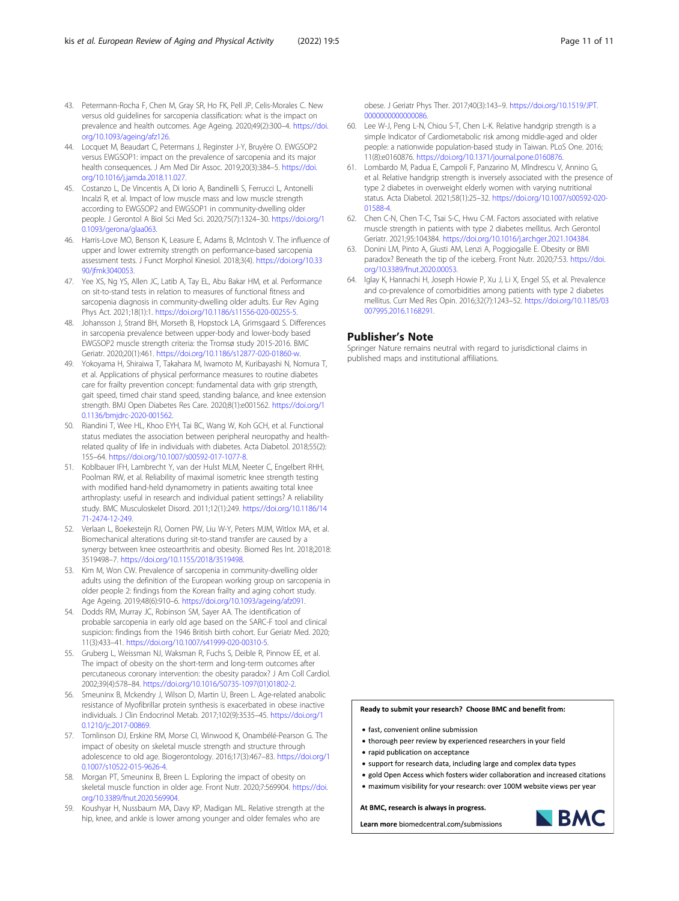43. Petermann-Rocha F, Chen M, Gray SR, Ho FK, Pell JP, Celis-Morales C. New versus old guidelines for sarcopenia classification: what is the impact on prevalence and health outcomes. Age Ageing. 2020;49(2):300–4. https://doi.org/10.1093/ageing/afz126.
44. Locquet M, Beaudart C, Petermans J, Reginster J-Y, Bruyère O. EWGSOP2 versus EWGSOP1: impact on the prevalence of sarcopenia and its major health consequences. J Am Med Dir Assoc. 2019;20(3):384–5. https://doi.org/10.1016/j.jamda.2018.11.027.
45. Costanzo L, De Vincentis A, Di Iorio A, Bandinelli S, Ferrucci L, Antonelli Incalzi R, et al. Impact of low muscle mass and low muscle strength according to EWGSOP2 and EWGSOP1 in community-dwelling older people. J Gerontol A Biol Sci Med Sci. 2020;75(7):1324–30. https://doi.org/10.1093/gerona/glaa063.
46. Harris-Love MO, Benson K, Leasure E, Adams B, McIntosh V. The influence of upper and lower extremity strength on performance-based sarcopenia assessment tests. J Funct Morphol Kinesiol. 2018;3(4). https://doi.org/10.3390/jfmk3040053.
47. Yee XS, Ng YS, Allen JC, Latib A, Tay EL, Abu Bakar HM, et al. Performance on sit-to-stand tests in relation to measures of functional fitness and sarcopenia diagnosis in community-dwelling older adults. Eur Rev Aging Phys Act. 2021;18(1):1. https://doi.org/10.1186/s11556-020-00255-5.
48. Johansson J, Strand BH, Morseth B, Hopstock LA, Grimsgaard S. Differences in sarcopenia prevalence between upper-body and lower-body based EWGSOP2 muscle strength criteria: the Tromsø study 2015-2016. BMC Geriatr. 2020;20(1):461. https://doi.org/10.1186/s12877-020-01860-w.
49. Yokoyama H, Shiraiwa T, Takahara M, Iwamoto M, Kuribayashi N, Nomura T, et al. Applications of physical performance measures to routine diabetes care for frailty prevention concept: fundamental data with grip strength, gait speed, timed chair stand speed, standing balance, and knee extension strength. BMJ Open Diabetes Res Care. 2020;8(1):e001562. https://doi.org/10.1136/bmjdrc-2020-001562.
50. Riandini T, Wee HL, Khoo EYH, Tai BC, Wang W, Koh GCH, et al. Functional status mediates the association between peripheral neuropathy and health-related quality of life in individuals with diabetes. Acta Diabetol. 2018;55(2):155–64. https://doi.org/10.1007/s00592-017-1077-8.
51. Koblbauer IFH, Lambrecht Y, van der Hulst MLM, Neeter C, Engelbert RHH, Poolman RW, et al. Reliability of maximal isometric knee strength testing with modified hand-held dynamometry in patients awaiting total knee arthroplasty: useful in research and individual patient settings? A reliability study. BMC Musculoskelet Disord. 2011;12(1):249. https://doi.org/10.1186/1471-2474-12-249.
52. Verlaan L, Boekesteijn RJ, Oomen PW, Liu W-Y, Peters MJM, Witlox MA, et al. Biomechanical alterations during sit-to-stand transfer are caused by a synergy between knee osteoarthritis and obesity. Biomed Res Int. 2018;2018:3519498–7. https://doi.org/10.1155/2018/3519498.
53. Kim M, Won CW. Prevalence of sarcopenia in community-dwelling older adults using the definition of the European working group on sarcopenia in older people 2: findings from the Korean frailty and aging cohort study. Age Ageing. 2019;48(6):910–6. https://doi.org/10.1093/ageing/afz091.
54. Dodds RM, Murray JC, Robinson SM, Sayer AA. The identification of probable sarcopenia in early old age based on the SARC-F tool and clinical suspicion: findings from the 1946 British birth cohort. Eur Geriatr Med. 2020;11(3):433–41. https://doi.org/10.1007/s41999-020-00310-5.
55. Gruberg L, Weissman NJ, Waksman R, Fuchs S, Deible R, Pinnow EE, et al. The impact of obesity on the short-term and long-term outcomes after percutaneous coronary intervention: the obesity paradox? J Am Coll Cardiol. 2002;39(4):578–84. https://doi.org/10.1016/S0735-1097(01)01802-2.
56. Smeuninx B, Mckendry J, Wilson D, Martin U, Breen L. Age-related anabolic resistance of Myofibrillar protein synthesis is exacerbated in obese inactive individuals. J Clin Endocrinol Metab. 2017;102(9):3535–45. https://doi.org/10.1210/jc.2017-00869.
57. Tomlinson DJ, Erskine RM, Morse CI, Winwood K, Onambélé-Pearson G. The impact of obesity on skeletal muscle strength and structure through adolescence to old age. Biogerontology. 2016;17(3):467–83. https://doi.org/10.1007/s10522-015-9626-4.
58. Morgan PT, Smeuninx B, Breen L. Exploring the impact of obesity on skeletal muscle function in older age. Front Nutr. 2020;7:569904. https://doi.org/10.3389/fnut.2020.569904.
59. Koushyar H, Nussbaum MA, Davy KP, Madigan ML. Relative strength at the hip, knee, and ankle is lower among younger and older females who are obese. J Geriatr Phys Ther. 2017;40(3):143–9. https://doi.org/10.1519/JPT.0000000000000086.
60. Lee W-J, Peng L-N, Chiou S-T, Chen L-K. Relative handgrip strength is a simple Indicator of Cardiometabolic risk among middle-aged and older people: a nationwide population-based study in Taiwan. PLoS One. 2016;11(8):e0160876. https://doi.org/10.1371/journal.pone.0160876.
61. Lombardo M, Padua E, Campoli F, Panzarino M, Mîndrescu V, Annino G, et al. Relative handgrip strength is inversely associated with the presence of type 2 diabetes in overweight elderly women with varying nutritional status. Acta Diabetol. 2021;58(1):25–32. https://doi.org/10.1007/s00592-020-01588-4.
62. Chen C-N, Chen T-C, Tsai S-C, Hwu C-M. Factors associated with relative muscle strength in patients with type 2 diabetes mellitus. Arch Gerontol Geriatr. 2021;95:104384. https://doi.org/10.1016/j.archger.2021.104384.
63. Donini LM, Pinto A, Giusti AM, Lenzi A, Poggiogalle E. Obesity or BMI paradox? Beneath the tip of the iceberg. Front Nutr. 2020;7:53. https://doi.org/10.3389/fnut.2020.00053.
64. Iglay K, Hannachi H, Joseph Howie P, Xu J, Li X, Engel SS, et al. Prevalence and co-prevalence of comorbidities among patients with type 2 diabetes mellitus. Curr Med Res Opin. 2016;32(7):1243–52. https://doi.org/10.1185/03007995.2016.1168291.

## Publisher's Note

Springer Nature remains neutral with regard to jurisdictional claims in published maps and institutional affiliations.

**Ready to submit your research? Choose BMC and benefit from:**

- fast, convenient online submission
- thorough peer review by experienced researchers in your field
- rapid publication on acceptance
- support for research data, including large and complex data types
- gold Open Access which fosters wider collaboration and increased citations
- maximum visibility for your research: over 100M website views per year

**At BMC, research is always in progress.**

**Learn more** biomedcentral.com/submissions

BMC